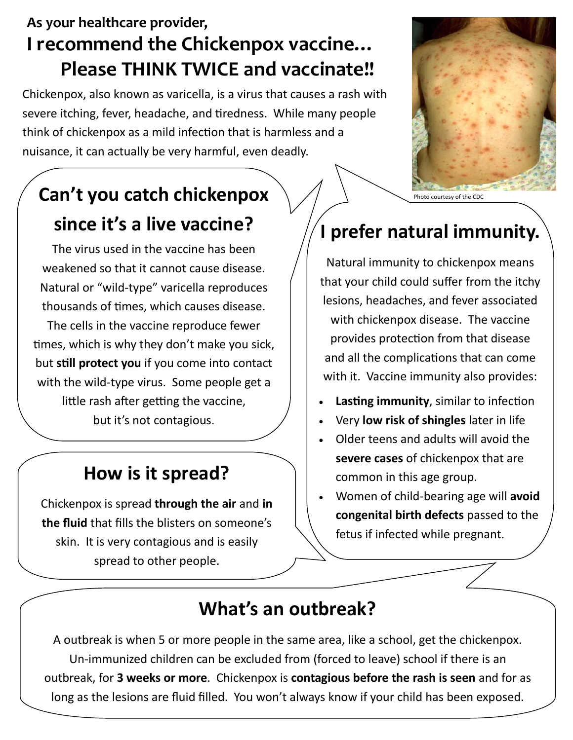**As your healthcare provider,**

# I recommend the Chickenpox vaccine… Please THINK TWICE and vaccinate!!

Chickenpox, also known as varicella, is a virus that causes a rash with severe itching, fever, headache, and tiredness. While many people think of chickenpox as a mild infection that is harmless and a nuisance, it can actually be very harmful, even deadly.

Photo courtesy of the CDC

## Can't you catch chickenpox since it's a live vaccine?

The virus used in the vaccine has been weakened so that it cannot cause disease. Natural or "wild-type" varicella reproduces thousands of times, which causes disease. The cells in the vaccine reproduce fewer times, which is why they don't make you sick, but **still protect you** if you come into contact with the wild-type virus. Some people get a little rash after getting the vaccine, but it's not contagious.

## I prefer natural immunity.

Natural immunity to chickenpox means that your child could suffer from the itchy lesions, headaches, and fever associated with chickenpox disease. The vaccine provides protection from that disease and all the complications that can come with it. Vaccine immunity also provides:

- **Lasting immunity**, similar to infection
- Very **low risk of shingles** later in life
- Older teens and adults will avoid the **severe cases** of chickenpox that are common in this age group.
- Women of child-bearing age will **avoid congenital birth defects** passed to the fetus if infected while pregnant.

## How is it spread?

Chickenpox is spread **through the air** and **in the fluid** that fills the blisters on someone's skin. It is very contagious and is easily spread to other people.

## What's an outbreak?

A outbreak is when 5 or more people in the same area, like a school, get the chickenpox. Un-immunized children can be excluded from (forced to leave) school if there is an outbreak, for **3 weeks or more**. Chickenpox is **contagious before the rash is seen** and for as long as the lesions are fluid filled. You won't always know if your child has been exposed.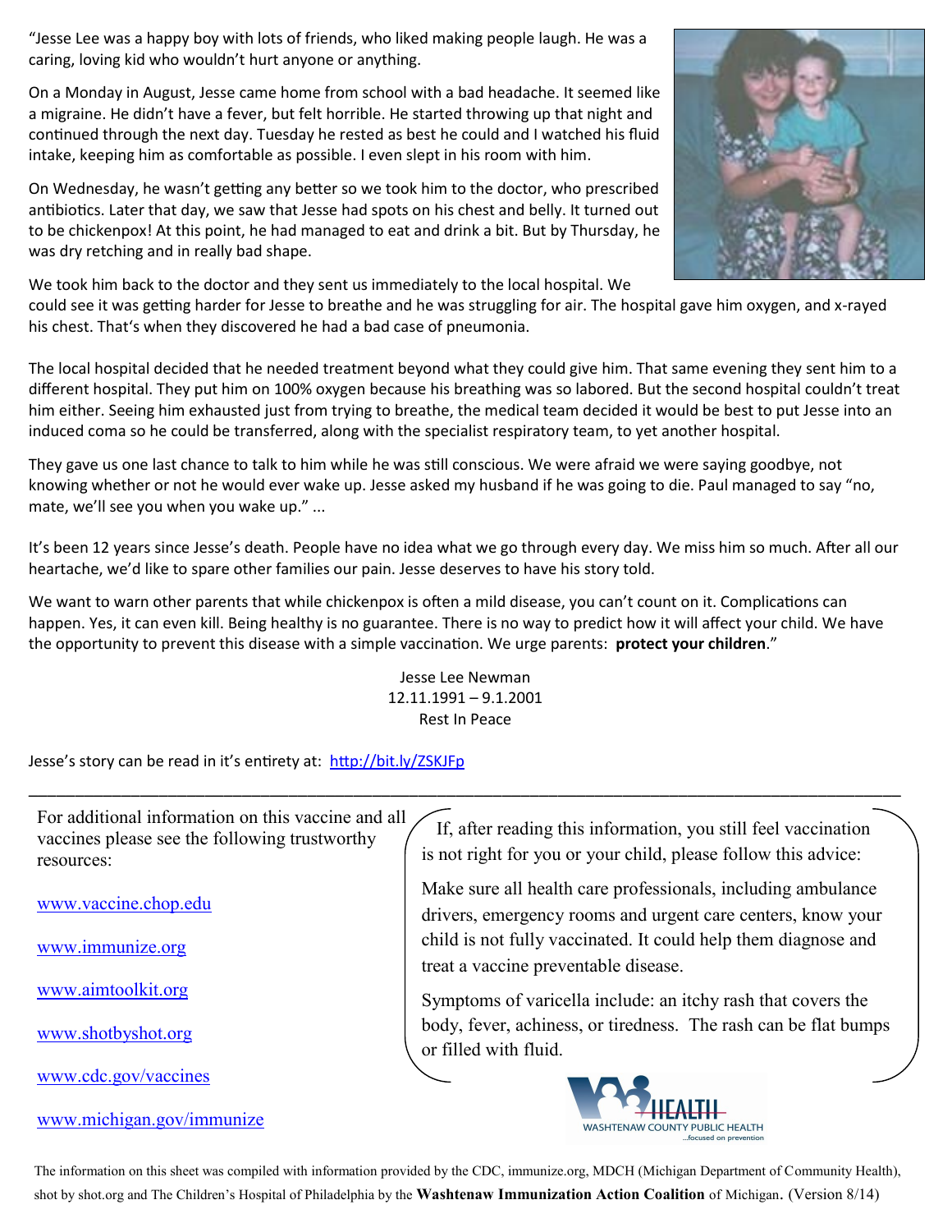"Jesse Lee was a happy boy with lots of friends, who liked making people laugh. He was a caring, loving kid who wouldn't hurt anyone or anything.

On a Monday in August, Jesse came home from school with a bad headache. It seemed like a migraine. He didn't have a fever, but felt horrible. He started throwing up that night and continued through the next day. Tuesday he rested as best he could and I watched his fluid intake, keeping him as comfortable as possible. I even slept in his room with him.

On Wednesday, he wasn't getting any better so we took him to the doctor, who prescribed antibiotics. Later that day, we saw that Jesse had spots on his chest and belly. It turned out to be chickenpox! At this point, he had managed to eat and drink a bit. But by Thursday, he was dry retching and in really bad shape.

We took him back to the doctor and they sent us immediately to the local hospital. We could see it was getting harder for Jesse to breathe and he was struggling for air. The hospital gave him oxygen, and x-rayed his chest. That's when they discovered he had a bad case of pneumonia.

The local hospital decided that he needed treatment beyond what they could give him. That same evening they sent him to a different hospital. They put him on 100% oxygen because his breathing was so labored. But the second hospital couldn't treat him either. Seeing him exhausted just from trying to breathe, the medical team decided it would be best to put Jesse into an induced coma so he could be transferred, along with the specialist respiratory team, to yet another hospital.

They gave us one last chance to talk to him while he was still conscious. We were afraid we were saying goodbye, not knowing whether or not he would ever wake up. Jesse asked my husband if he was going to die. Paul managed to say "no, mate, we'll see you when you wake up." ...

It's been 12 years since Jesse's death. People have no idea what we go through every day. We miss him so much. After all our heartache, we'd like to spare other families our pain. Jesse deserves to have his story told.

We want to warn other parents that while chickenpox is often a mild disease, you can't count on it. Complications can happen. Yes, it can even kill. Being healthy is no guarantee. There is no way to predict how it will affect your child. We have the opportunity to prevent this disease with a simple vaccination. We urge parents: **protect your children**."

Jesse Lee Newman
12.11.1991 – 9.1.2001
Rest In Peace

Jesse's story can be read in it's entirety at: http://bit.ly/ZSKJFp

---

For additional information on this vaccine and all vaccines please see the following trustworthy resources:

www.vaccine.chop.edu

www.immunize.org

www.aimtoolkit.org

www.shotbyshot.org

www.cdc.gov/vaccines

www.michigan.gov/immunize

If, after reading this information, you still feel vaccination is not right for you or your child, please follow this advice:

Make sure all health care professionals, including ambulance drivers, emergency rooms and urgent care centers, know your child is not fully vaccinated. It could help them diagnose and treat a vaccine preventable disease.

Symptoms of varicella include: an itchy rash that covers the body, fever, achiness, or tiredness. The rash can be flat bumps or filled with fluid.

HEALTH
WASHTENAW COUNTY PUBLIC HEALTH
...focused on prevention

The information on this sheet was compiled with information provided by the CDC, immunize.org, MDCH (Michigan Department of Community Health), shot by shot.org and The Children's Hospital of Philadelphia by the **Washtenaw Immunization Action Coalition** of Michigan. (Version 8/14)